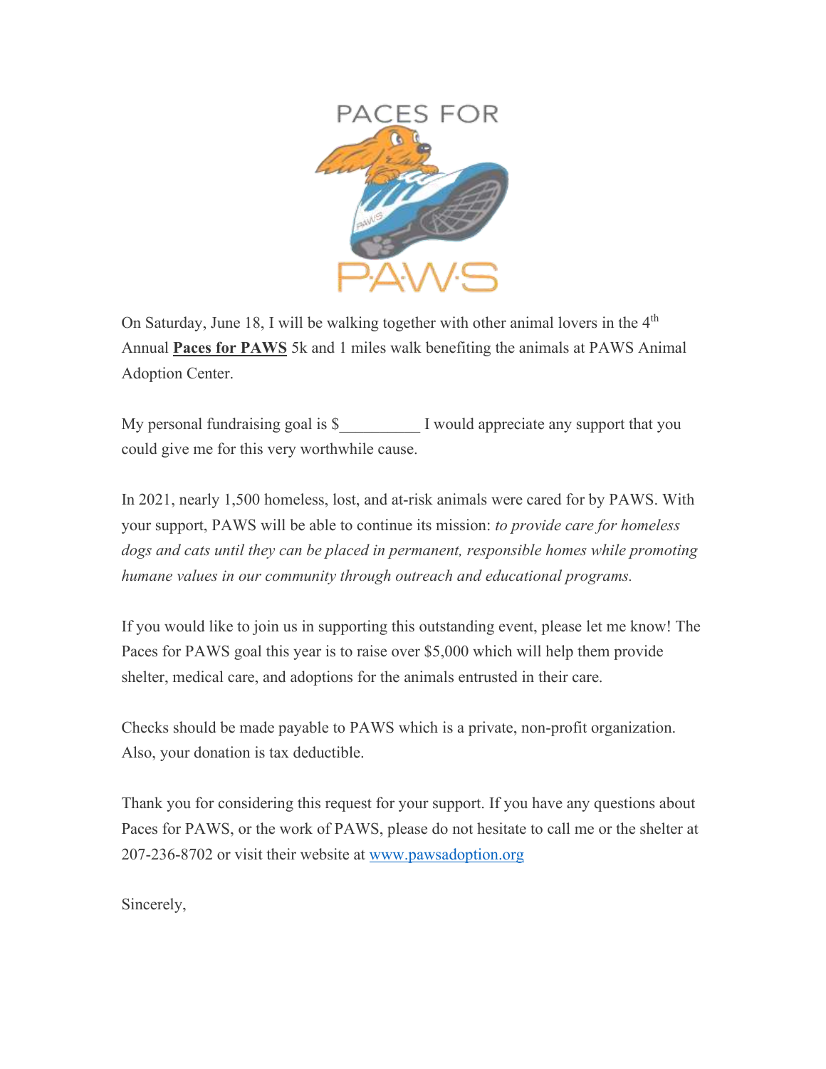PACES FOR PAWS

On Saturday, June 18, I will be walking together with other animal lovers in the 4th Annual **Paces for PAWS** 5k and 1 miles walk benefiting the animals at PAWS Animal Adoption Center.

My personal fundraising goal is $__________ I would appreciate any support that you could give me for this very worthwhile cause.

In 2021, nearly 1,500 homeless, lost, and at-risk animals were cared for by PAWS. With your support, PAWS will be able to continue its mission: *to provide care for homeless dogs and cats until they can be placed in permanent, responsible homes while promoting humane values in our community through outreach and educational programs.*

If you would like to join us in supporting this outstanding event, please let me know! The Paces for PAWS goal this year is to raise over $5,000 which will help them provide shelter, medical care, and adoptions for the animals entrusted in their care.

Checks should be made payable to PAWS which is a private, non-profit organization. Also, your donation is tax deductible.

Thank you for considering this request for your support. If you have any questions about Paces for PAWS, or the work of PAWS, please do not hesitate to call me or the shelter at 207-236-8702 or visit their website at www.pawsadoption.org

Sincerely,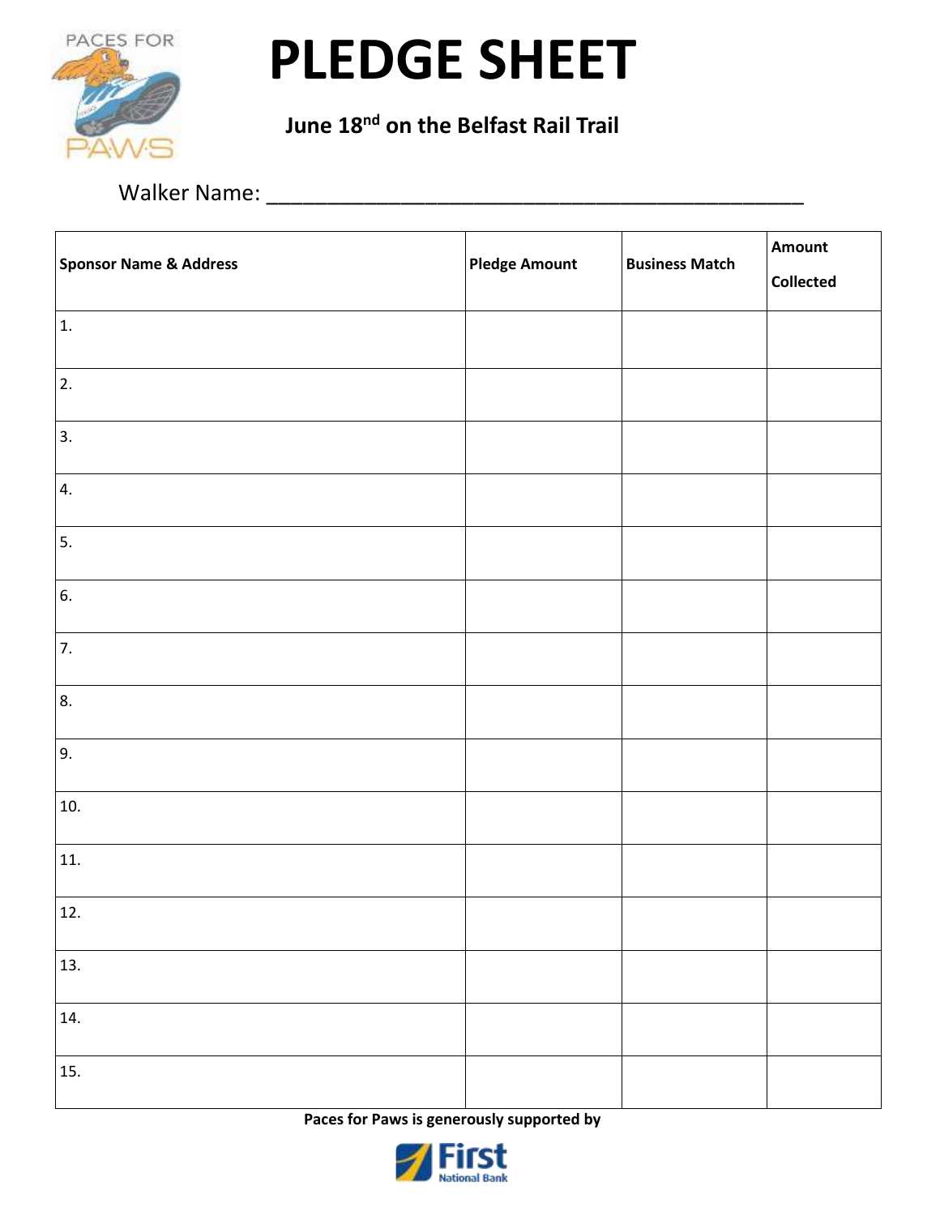PACES FOR PAWS

# PLEDGE SHEET

**June 18$^{nd}$ on the Belfast Rail Trail**

Walker Name: _______________________________________________

| Sponsor Name & Address | Pledge Amount | Business Match | Amount Collected |
|---|---|---|---|
| 1. | | | |
| 2. | | | |
| 3. | | | |
| 4. | | | |
| 5. | | | |
| 6. | | | |
| 7. | | | |
| 8. | | | |
| 9. | | | |
| 10. | | | |
| 11. | | | |
| 12. | | | |
| 13. | | | |
| 14. | | | |
| 15. | | | |

**Paces for Paws is generously supported by**

First National Bank